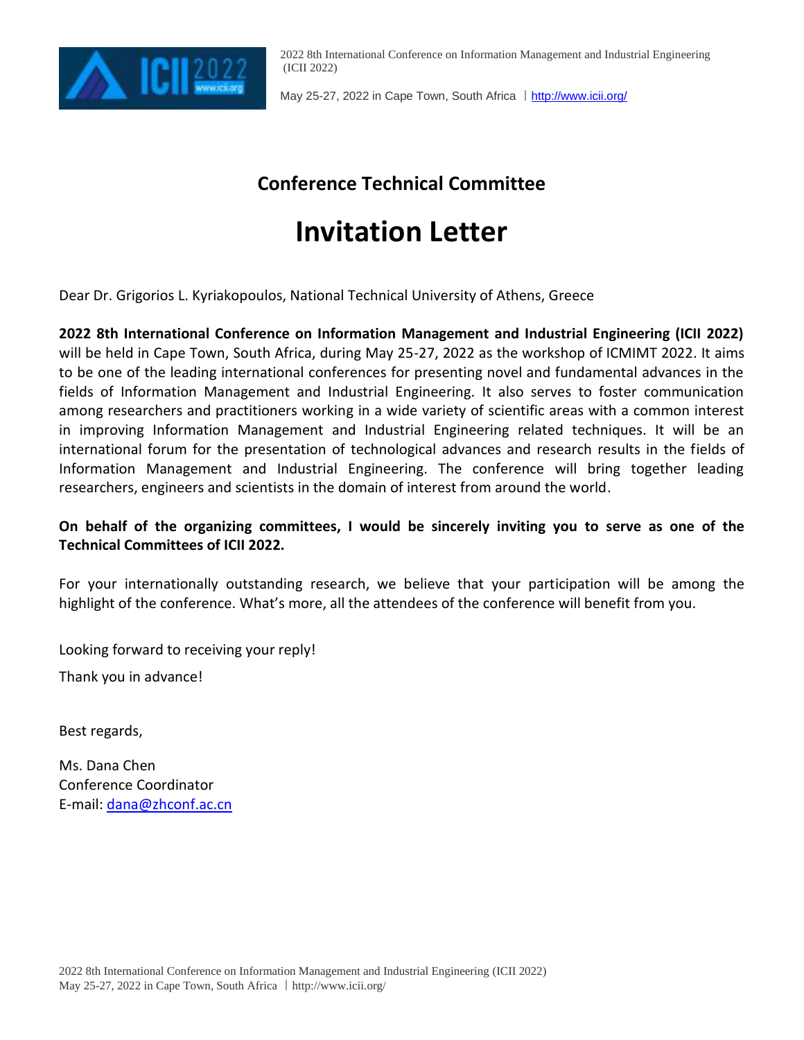## Conference Technical Committee

# Invitation Letter

Dear Dr. Grigorios L. Kyriakopoulos, National Technical University of Athens, Greece

**2022 8th International Conference on Information Management and Industrial Engineering (ICII 2022)** will be held in Cape Town, South Africa, during May 25-27, 2022 as the workshop of ICMIMT 2022. It aims to be one of the leading international conferences for presenting novel and fundamental advances in the fields of Information Management and Industrial Engineering. It also serves to foster communication among researchers and practitioners working in a wide variety of scientific areas with a common interest in improving Information Management and Industrial Engineering related techniques. It will be an international forum for the presentation of technological advances and research results in the fields of Information Management and Industrial Engineering. The conference will bring together leading researchers, engineers and scientists in the domain of interest from around the world.

**On behalf of the organizing committees, I would be sincerely inviting you to serve as one of the Technical Committees of ICII 2022.**

For your internationally outstanding research, we believe that your participation will be among the highlight of the conference. What's more, all the attendees of the conference will benefit from you.

Looking forward to receiving your reply!

Thank you in advance!

Best regards,

Ms. Dana Chen  
Conference Coordinator  
E-mail: dana@zhconf.ac.cn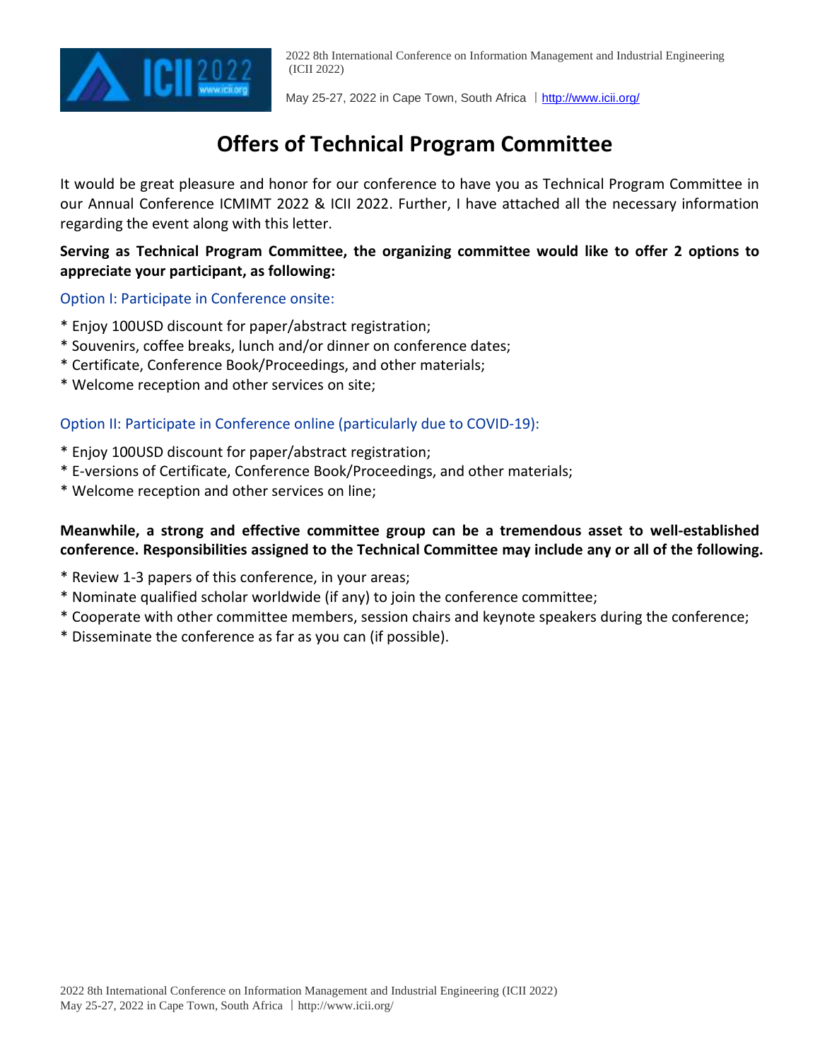# Offers of Technical Program Committee

It would be great pleasure and honor for our conference to have you as Technical Program Committee in our Annual Conference ICMIMT 2022 & ICII 2022. Further, I have attached all the necessary information regarding the event along with this letter.

**Serving as Technical Program Committee, the organizing committee would like to offer 2 options to appreciate your participant, as following:**

Option I: Participate in Conference onsite:

* Enjoy 100USD discount for paper/abstract registration;
* Souvenirs, coffee breaks, lunch and/or dinner on conference dates;
* Certificate, Conference Book/Proceedings, and other materials;
* Welcome reception and other services on site;

Option II: Participate in Conference online (particularly due to COVID-19):

* Enjoy 100USD discount for paper/abstract registration;
* E-versions of Certificate, Conference Book/Proceedings, and other materials;
* Welcome reception and other services on line;

**Meanwhile, a strong and effective committee group can be a tremendous asset to well-established conference. Responsibilities assigned to the Technical Committee may include any or all of the following.**

* Review 1-3 papers of this conference, in your areas;
* Nominate qualified scholar worldwide (if any) to join the conference committee;
* Cooperate with other committee members, session chairs and keynote speakers during the conference;
* Disseminate the conference as far as you can (if possible).